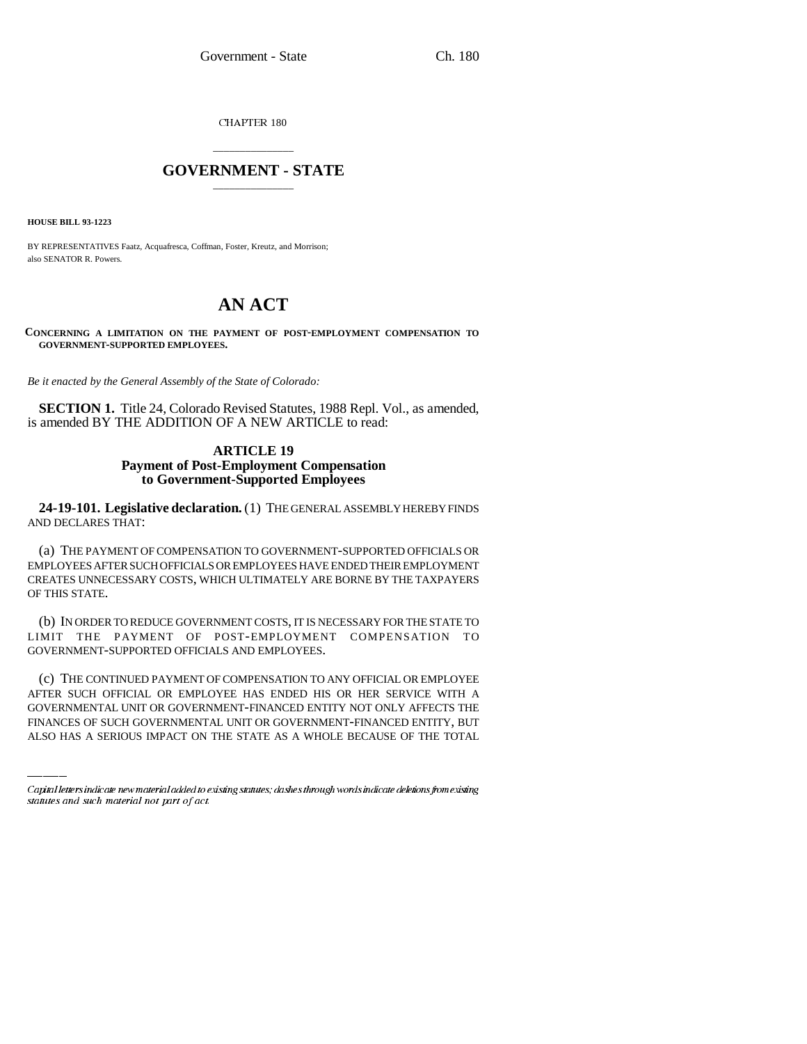CHAPTER 180

# GOVERNMENT - STATE

**HOUSE BILL 93-1223**

BY REPRESENTATIVES Faatz, Acquafresca, Coffman, Foster, Kreutz, and Morrison;
also SENATOR R. Powers.

# AN ACT

**CONCERNING A LIMITATION ON THE PAYMENT OF POST-EMPLOYMENT COMPENSATION TO GOVERNMENT-SUPPORTED EMPLOYEES.**

*Be it enacted by the General Assembly of the State of Colorado:*

**SECTION 1.** Title 24, Colorado Revised Statutes, 1988 Repl. Vol., as amended, is amended BY THE ADDITION OF A NEW ARTICLE to read:

### ARTICLE 19
### Payment of Post-Employment Compensation to Government-Supported Employees

**24-19-101. Legislative declaration.** (1) THE GENERAL ASSEMBLY HEREBY FINDS AND DECLARES THAT:

(a) THE PAYMENT OF COMPENSATION TO GOVERNMENT-SUPPORTED OFFICIALS OR EMPLOYEES AFTER SUCH OFFICIALS OR EMPLOYEES HAVE ENDED THEIR EMPLOYMENT CREATES UNNECESSARY COSTS, WHICH ULTIMATELY ARE BORNE BY THE TAXPAYERS OF THIS STATE.

(b) IN ORDER TO REDUCE GOVERNMENT COSTS, IT IS NECESSARY FOR THE STATE TO LIMIT THE PAYMENT OF POST-EMPLOYMENT COMPENSATION TO GOVERNMENT-SUPPORTED OFFICIALS AND EMPLOYEES.

(c) THE CONTINUED PAYMENT OF COMPENSATION TO ANY OFFICIAL OR EMPLOYEE AFTER SUCH OFFICIAL OR EMPLOYEE HAS ENDED HIS OR HER SERVICE WITH A GOVERNMENTAL UNIT OR GOVERNMENT-FINANCED ENTITY NOT ONLY AFFECTS THE FINANCES OF SUCH GOVERNMENTAL UNIT OR GOVERNMENT-FINANCED ENTITY, BUT ALSO HAS A SERIOUS IMPACT ON THE STATE AS A WHOLE BECAUSE OF THE TOTAL

Capital letters indicate new material added to existing statutes; dashes through words indicate deletions from existing statutes and such material not part of act.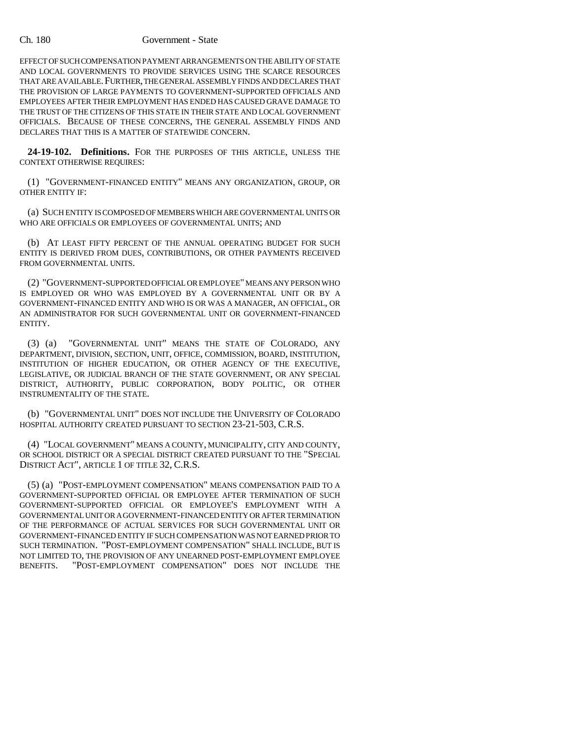EFFECT OF SUCH COMPENSATION PAYMENT ARRANGEMENTS ON THE ABILITY OF STATE AND LOCAL GOVERNMENTS TO PROVIDE SERVICES USING THE SCARCE RESOURCES THAT ARE AVAILABLE. FURTHER, THE GENERAL ASSEMBLY FINDS AND DECLARES THAT THE PROVISION OF LARGE PAYMENTS TO GOVERNMENT-SUPPORTED OFFICIALS AND EMPLOYEES AFTER THEIR EMPLOYMENT HAS ENDED HAS CAUSED GRAVE DAMAGE TO THE TRUST OF THE CITIZENS OF THIS STATE IN THEIR STATE AND LOCAL GOVERNMENT OFFICIALS. BECAUSE OF THESE CONCERNS, THE GENERAL ASSEMBLY FINDS AND DECLARES THAT THIS IS A MATTER OF STATEWIDE CONCERN.

**24-19-102. Definitions.** FOR THE PURPOSES OF THIS ARTICLE, UNLESS THE CONTEXT OTHERWISE REQUIRES:

(1) "GOVERNMENT-FINANCED ENTITY" MEANS ANY ORGANIZATION, GROUP, OR OTHER ENTITY IF:

(a) SUCH ENTITY IS COMPOSED OF MEMBERS WHICH ARE GOVERNMENTAL UNITS OR WHO ARE OFFICIALS OR EMPLOYEES OF GOVERNMENTAL UNITS; AND

(b) AT LEAST FIFTY PERCENT OF THE ANNUAL OPERATING BUDGET FOR SUCH ENTITY IS DERIVED FROM DUES, CONTRIBUTIONS, OR OTHER PAYMENTS RECEIVED FROM GOVERNMENTAL UNITS.

(2) "GOVERNMENT-SUPPORTED OFFICIAL OR EMPLOYEE" MEANS ANY PERSON WHO IS EMPLOYED OR WHO WAS EMPLOYED BY A GOVERNMENTAL UNIT OR BY A GOVERNMENT-FINANCED ENTITY AND WHO IS OR WAS A MANAGER, AN OFFICIAL, OR AN ADMINISTRATOR FOR SUCH GOVERNMENTAL UNIT OR GOVERNMENT-FINANCED ENTITY.

(3) (a) "GOVERNMENTAL UNIT" MEANS THE STATE OF COLORADO, ANY DEPARTMENT, DIVISION, SECTION, UNIT, OFFICE, COMMISSION, BOARD, INSTITUTION, INSTITUTION OF HIGHER EDUCATION, OR OTHER AGENCY OF THE EXECUTIVE, LEGISLATIVE, OR JUDICIAL BRANCH OF THE STATE GOVERNMENT, OR ANY SPECIAL DISTRICT, AUTHORITY, PUBLIC CORPORATION, BODY POLITIC, OR OTHER INSTRUMENTALITY OF THE STATE.

(b) "GOVERNMENTAL UNIT" DOES NOT INCLUDE THE UNIVERSITY OF COLORADO HOSPITAL AUTHORITY CREATED PURSUANT TO SECTION 23-21-503, C.R.S.

(4) "LOCAL GOVERNMENT" MEANS A COUNTY, MUNICIPALITY, CITY AND COUNTY, OR SCHOOL DISTRICT OR A SPECIAL DISTRICT CREATED PURSUANT TO THE "SPECIAL DISTRICT ACT", ARTICLE 1 OF TITLE 32, C.R.S.

(5) (a) "POST-EMPLOYMENT COMPENSATION" MEANS COMPENSATION PAID TO A GOVERNMENT-SUPPORTED OFFICIAL OR EMPLOYEE AFTER TERMINATION OF SUCH GOVERNMENT-SUPPORTED OFFICIAL OR EMPLOYEE'S EMPLOYMENT WITH A GOVERNMENTAL UNIT OR A GOVERNMENT-FINANCED ENTITY OR AFTER TERMINATION OF THE PERFORMANCE OF ACTUAL SERVICES FOR SUCH GOVERNMENTAL UNIT OR GOVERNMENT-FINANCED ENTITY IF SUCH COMPENSATION WAS NOT EARNED PRIOR TO SUCH TERMINATION. "POST-EMPLOYMENT COMPENSATION" SHALL INCLUDE, BUT IS NOT LIMITED TO, THE PROVISION OF ANY UNEARNED POST-EMPLOYMENT EMPLOYEE BENEFITS. "POST-EMPLOYMENT COMPENSATION" DOES NOT INCLUDE THE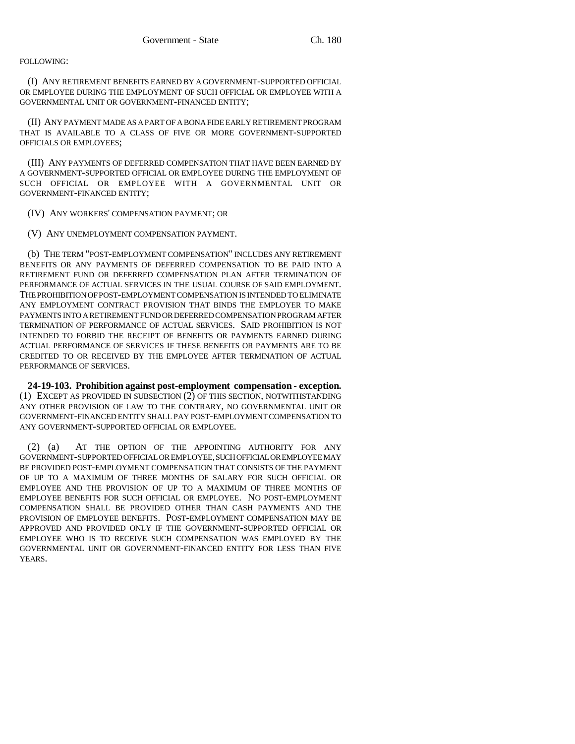FOLLOWING:

(I) ANY RETIREMENT BENEFITS EARNED BY A GOVERNMENT-SUPPORTED OFFICIAL OR EMPLOYEE DURING THE EMPLOYMENT OF SUCH OFFICIAL OR EMPLOYEE WITH A GOVERNMENTAL UNIT OR GOVERNMENT-FINANCED ENTITY;

(II) ANY PAYMENT MADE AS A PART OF A BONA FIDE EARLY RETIREMENT PROGRAM THAT IS AVAILABLE TO A CLASS OF FIVE OR MORE GOVERNMENT-SUPPORTED OFFICIALS OR EMPLOYEES;

(III) ANY PAYMENTS OF DEFERRED COMPENSATION THAT HAVE BEEN EARNED BY A GOVERNMENT-SUPPORTED OFFICIAL OR EMPLOYEE DURING THE EMPLOYMENT OF SUCH OFFICIAL OR EMPLOYEE WITH A GOVERNMENTAL UNIT OR GOVERNMENT-FINANCED ENTITY;

(IV) ANY WORKERS' COMPENSATION PAYMENT; OR

(V) ANY UNEMPLOYMENT COMPENSATION PAYMENT.

(b) THE TERM "POST-EMPLOYMENT COMPENSATION" INCLUDES ANY RETIREMENT BENEFITS OR ANY PAYMENTS OF DEFERRED COMPENSATION TO BE PAID INTO A RETIREMENT FUND OR DEFERRED COMPENSATION PLAN AFTER TERMINATION OF PERFORMANCE OF ACTUAL SERVICES IN THE USUAL COURSE OF SAID EMPLOYMENT. THE PROHIBITION OF POST-EMPLOYMENT COMPENSATION IS INTENDED TO ELIMINATE ANY EMPLOYMENT CONTRACT PROVISION THAT BINDS THE EMPLOYER TO MAKE PAYMENTS INTO A RETIREMENT FUND OR DEFERRED COMPENSATION PROGRAM AFTER TERMINATION OF PERFORMANCE OF ACTUAL SERVICES. SAID PROHIBITION IS NOT INTENDED TO FORBID THE RECEIPT OF BENEFITS OR PAYMENTS EARNED DURING ACTUAL PERFORMANCE OF SERVICES IF THESE BENEFITS OR PAYMENTS ARE TO BE CREDITED TO OR RECEIVED BY THE EMPLOYEE AFTER TERMINATION OF ACTUAL PERFORMANCE OF SERVICES.

**24-19-103. Prohibition against post-employment compensation - exception.** (1) EXCEPT AS PROVIDED IN SUBSECTION (2) OF THIS SECTION, NOTWITHSTANDING ANY OTHER PROVISION OF LAW TO THE CONTRARY, NO GOVERNMENTAL UNIT OR GOVERNMENT-FINANCED ENTITY SHALL PAY POST-EMPLOYMENT COMPENSATION TO ANY GOVERNMENT-SUPPORTED OFFICIAL OR EMPLOYEE.

(2) (a) AT THE OPTION OF THE APPOINTING AUTHORITY FOR ANY GOVERNMENT-SUPPORTED OFFICIAL OR EMPLOYEE, SUCH OFFICIAL OR EMPLOYEE MAY BE PROVIDED POST-EMPLOYMENT COMPENSATION THAT CONSISTS OF THE PAYMENT OF UP TO A MAXIMUM OF THREE MONTHS OF SALARY FOR SUCH OFFICIAL OR EMPLOYEE AND THE PROVISION OF UP TO A MAXIMUM OF THREE MONTHS OF EMPLOYEE BENEFITS FOR SUCH OFFICIAL OR EMPLOYEE. NO POST-EMPLOYMENT COMPENSATION SHALL BE PROVIDED OTHER THAN CASH PAYMENTS AND THE PROVISION OF EMPLOYEE BENEFITS. POST-EMPLOYMENT COMPENSATION MAY BE APPROVED AND PROVIDED ONLY IF THE GOVERNMENT-SUPPORTED OFFICIAL OR EMPLOYEE WHO IS TO RECEIVE SUCH COMPENSATION WAS EMPLOYED BY THE GOVERNMENTAL UNIT OR GOVERNMENT-FINANCED ENTITY FOR LESS THAN FIVE YEARS.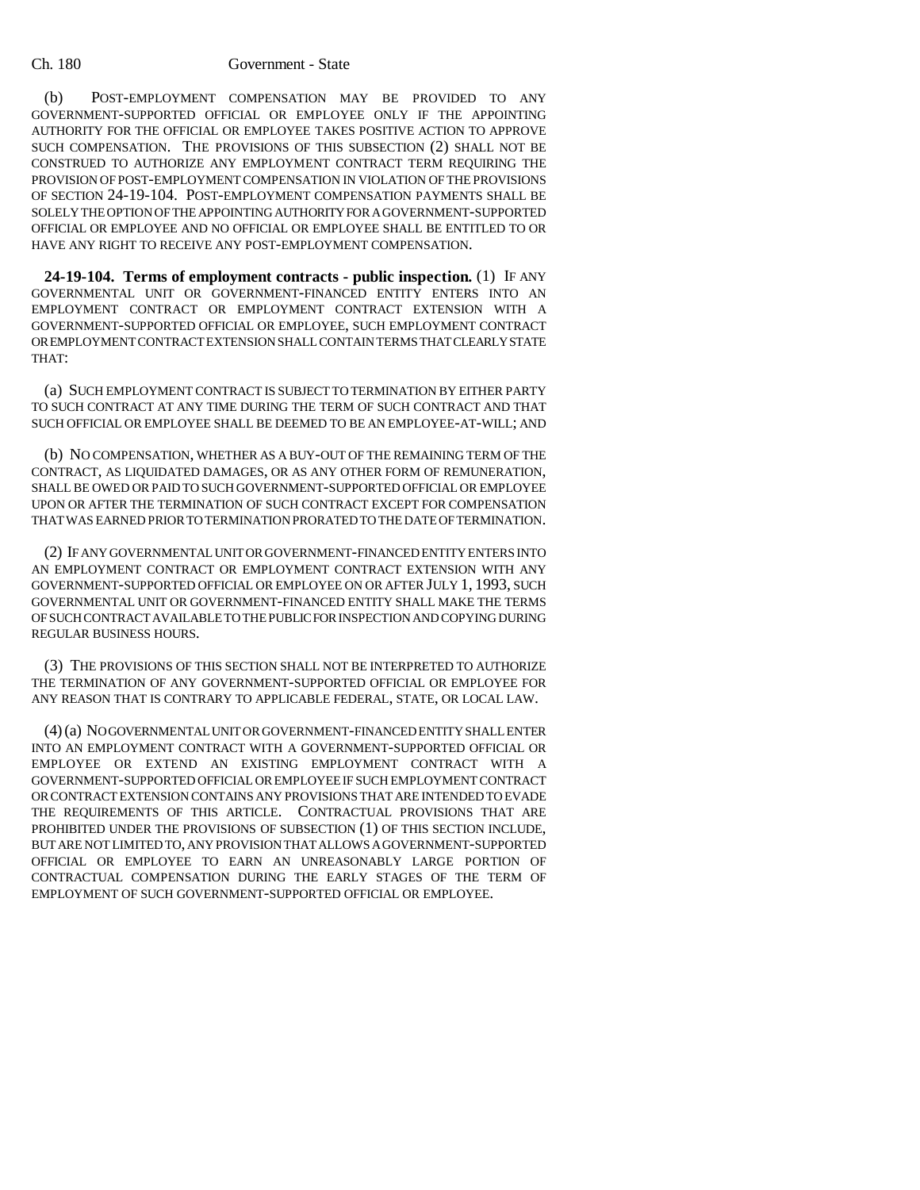(b) POST-EMPLOYMENT COMPENSATION MAY BE PROVIDED TO ANY GOVERNMENT-SUPPORTED OFFICIAL OR EMPLOYEE ONLY IF THE APPOINTING AUTHORITY FOR THE OFFICIAL OR EMPLOYEE TAKES POSITIVE ACTION TO APPROVE SUCH COMPENSATION. THE PROVISIONS OF THIS SUBSECTION (2) SHALL NOT BE CONSTRUED TO AUTHORIZE ANY EMPLOYMENT CONTRACT TERM REQUIRING THE PROVISION OF POST-EMPLOYMENT COMPENSATION IN VIOLATION OF THE PROVISIONS OF SECTION 24-19-104. POST-EMPLOYMENT COMPENSATION PAYMENTS SHALL BE SOLELY THE OPTION OF THE APPOINTING AUTHORITY FOR A GOVERNMENT-SUPPORTED OFFICIAL AND EMPLOYEE AND NO OFFICIAL OR EMPLOYEE SHALL BE ENTITLED TO OR HAVE ANY RIGHT TO RECEIVE ANY POST-EMPLOYMENT COMPENSATION.

**24-19-104. Terms of employment contracts - public inspection.** (1) IF ANY GOVERNMENTAL UNIT OR GOVERNMENT-FINANCED ENTITY ENTERS INTO AN EMPLOYMENTAL CONTRACT OR EMPLOYMENT CONTRACT EXTENSION WITH A GOVERNMENT-SUPPORTED OFFICIAL OR EMPLOYEE, SUCH EMPLOYMENT CONTRACT OR EMPLOYMENT CONTRACT EXTENSION SHALL CONTAIN TERMS THAT CLEARLY STATE THAT:

(a) SUCH EMPLOYMENT CONTRACT IS SUBJECT TO TERMINATION BY EITHER PARTY TO SUCH CONTRACT AT ANY TIME DURING THE TERM OF SUCH CONTRACT AND THAT SUCH OFFICIAL OR EMPLOYEE SHALL BE DEEMED TO BE AN EMPLOYEE-AT-WILL; AND

(b) NO COMPENSATION, WHETHER AS A BUY-OUT OF THE REMAINING TERM OF THE CONTRACT, AS LIQUIDATED DAMAGES, OR AS ANY OTHER FORM OF REMUNERATION, SHALL BE OWED OR PAID TO SUCH GOVERNMENT-SUPPORTED OFFICIAL OR EMPLOYEE UPON OR AFTER THE TERMINATION OF SUCH CONTRACT EXCEPT FOR COMPENSATION THAT WAS EARNED PRIOR TO TERMINATION PRORATED TO THE DATE OF TERMINATION.

(2) IF ANY GOVERNMENTAL UNIT OR GOVERNMENT-FINANCED ENTITY ENTERS INTO AN EMPLOYMENT CONTRACT OR EMPLOYMENT CONTRACT EXTENSION WITH ANY GOVERNMENT-SUPPORTED OFFICIAL OR EMPLOYEE ON OR AFTER JULY 1, 1993, SUCH GOVERNMENTAL UNIT OR GOVERNMENT-FINANCED ENTITY SHALL MAKE THE TERMS OF SUCH CONTRACT AVAILABLE TO THE PUBLIC FOR INSPECTION AND COPYING DURING REGULAR BUSINESS HOURS.

(3) THE PROVISIONS OF THIS SECTION SHALL NOT BE INTERPRETED TO AUTHORIZE THE TERMINATION OF ANY GOVERNMENT-SUPPORTED OFFICIAL OR EMPLOYEE FOR ANY REASON THAT IS CONTRARY TO APPLICABLE FEDERAL, STATE, OR LOCAL LAW.

(4) (a) NO GOVERNMENTAL UNIT OR GOVERNMENT-FINANCED ENTITY SHALL ENTER INTO AN EMPLOYMENT CONTRACT WITH A GOVERNMENT-SUPPORTED OFFICIAL OR EMPLOYEE OR EXTEND AN EXISTING EMPLOYMENT CONTRACT WITH A GOVERNMENT-SUPPORTED OFFICIAL OR EMPLOYEE IF SUCH EMPLOYMENT CONTRACT OR CONTRACT EXTENSION CONTAINS ANY PROVISIONS THAT ARE INTENDED TO EVADE THE REQUIREMENTS OF THIS ARTICLE. CONTRACTUAL PROVISIONS THAT ARE PROHIBITED UNDER THE PROVISIONS OF SUBSECTION (1) OF THIS SECTION INCLUDE, BUT ARE NOT LIMITED TO, ANY PROVISION THAT ALLOWS A GOVERNMENT-SUPPORTED OFFICIAL OR EMPLOYEE TO EARN AN UNREASONABLY LARGE PORTION OF CONTRACTUAL COMPENSATION DURING THE EARLY STAGES OF THE TERM OF EMPLOYMENT OF SUCH GOVERNMENT-SUPPORTED OFFICIAL OR EMPLOYEE.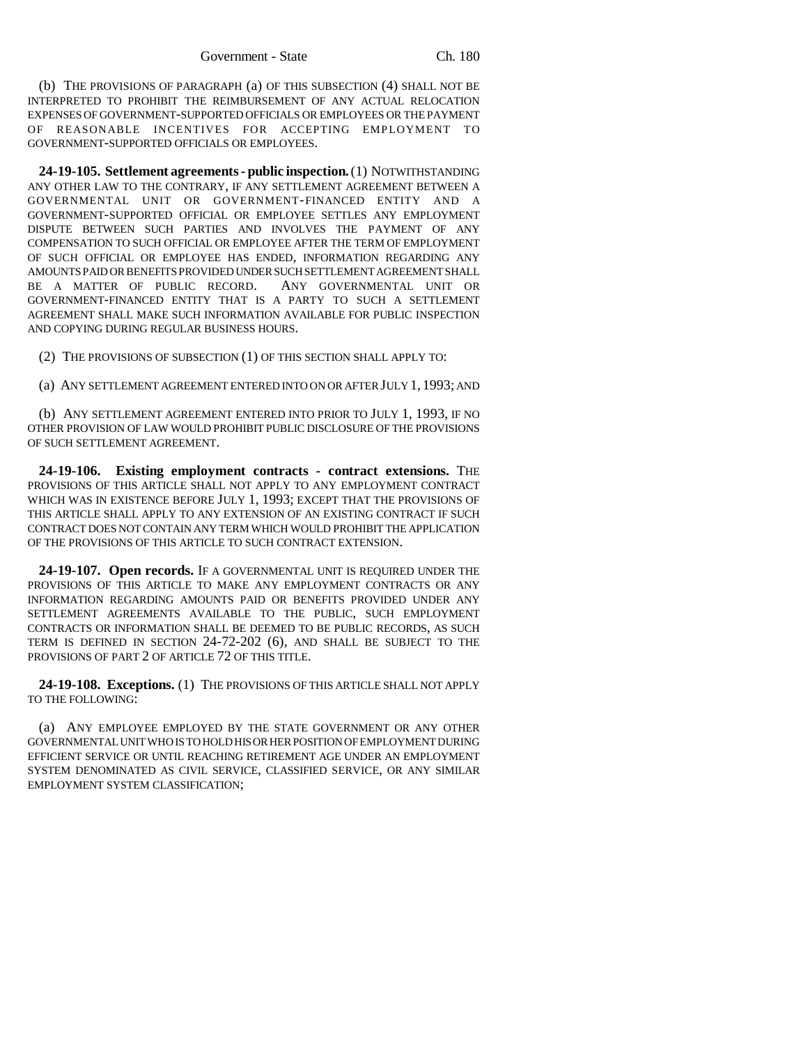(b) THE PROVISIONS OF PARAGRAPH (a) OF THIS SUBSECTION (4) SHALL NOT BE INTERPRETED TO PROHIBIT THE REIMBURSEMENT OF ANY ACTUAL RELOCATION EXPENSES OF GOVERNMENT-SUPPORTED OFFICIALS OR EMPLOYEES OR THE PAYMENT OF REASONABLE INCENTIVES FOR ACCEPTING EMPLOYMENT TO GOVERNMENT-SUPPORTED OFFICIALS OR EMPLOYEES.

**24-19-105. Settlement agreements - public inspection.** (1) NOTWITHSTANDING ANY OTHER LAW TO THE CONTRARY, IF ANY SETTLEMENT AGREEMENT BETWEEN A GOVERNMENTAL UNIT OR GOVERNMENT-FINANCED ENTITY AND A GOVERNMENT-SUPPORTED OFFICIAL OR EMPLOYEE SETTLES ANY EMPLOYMENT DISPUTE BETWEEN SUCH PARTIES AND INVOLVES THE PAYMENT OF ANY COMPENSATION TO SUCH OFFICIAL OR EMPLOYEE AFTER THE TERM OF EMPLOYMENT OF SUCH OFFICIAL OR EMPLOYEE HAS ENDED, INFORMATION REGARDING ANY AMOUNTS PAID OR BENEFITS PROVIDED UNDER SUCH SETTLEMENT AGREEMENT SHALL BE A MATTER OF PUBLIC RECORD. ANY GOVERNMENTAL UNIT OR GOVERNMENT-FINANCED ENTITY THAT IS A PARTY TO SUCH A SETTLEMENT AGREEMENT SHALL MAKE SUCH INFORMATION AVAILABLE FOR PUBLIC INSPECTION AND COPYING DURING REGULAR BUSINESS HOURS.

(2) THE PROVISIONS OF SUBSECTION (1) OF THIS SECTION SHALL APPLY TO:

(a) ANY SETTLEMENT AGREEMENT ENTERED INTO ON OR AFTER JULY 1, 1993; AND

(b) ANY SETTLEMENT AGREEMENT ENTERED INTO PRIOR TO JULY 1, 1993, IF NO OTHER PROVISION OF LAW WOULD PROHIBIT PUBLIC DISCLOSURE OF THE PROVISIONS OF SUCH SETTLEMENT AGREEMENT.

**24-19-106. Existing employment contracts - contract extensions.** THE PROVISIONS OF THIS ARTICLE SHALL NOT APPLY TO ANY EMPLOYMENT CONTRACT WHICH WAS IN EXISTENCE BEFORE JULY 1, 1993; EXCEPT THAT THE PROVISIONS OF THIS ARTICLE SHALL APPLY TO ANY EXTENSION OF AN EXISTING CONTRACT IF SUCH CONTRACT DOES NOT CONTAIN ANY TERM WHICH WOULD PROHIBIT THE APPLICATION OF THE PROVISIONS OF THIS ARTICLE TO SUCH CONTRACT EXTENSION.

**24-19-107. Open records.** IF A GOVERNMENTAL UNIT IS REQUIRED UNDER THE PROVISIONS OF THIS ARTICLE TO MAKE ANY EMPLOYMENT CONTRACTS OR ANY INFORMATION REGARDING AMOUNTS PAID OR BENEFITS PROVIDED UNDER ANY SETTLEMENT AGREEMENTS AVAILABLE TO THE PUBLIC, SUCH EMPLOYMENT CONTRACTS OR INFORMATION SHALL BE DEEMED TO BE PUBLIC RECORDS, AS SUCH TERM IS DEFINED IN SECTION 24-72-202 (6), AND SHALL BE SUBJECT TO THE PROVISIONS OF PART 2 OF ARTICLE 72 OF THIS TITLE.

**24-19-108. Exceptions.** (1) THE PROVISIONS OF THIS ARTICLE SHALL NOT APPLY TO THE FOLLOWING:

(a) ANY EMPLOYEE EMPLOYED BY THE STATE GOVERNMENT OR ANY OTHER GOVERNMENTAL UNIT WHO IS TO HOLD HIS OR HER POSITION OF EMPLOYMENT DURING EFFICIENT SERVICE OR UNTIL REACHING RETIREMENT AGE UNDER AN EMPLOYMENT SYSTEM DENOMINATED AS CIVIL SERVICE, CLASSIFIED SERVICE, OR ANY SIMILAR EMPLOYMENT SYSTEM CLASSIFICATION;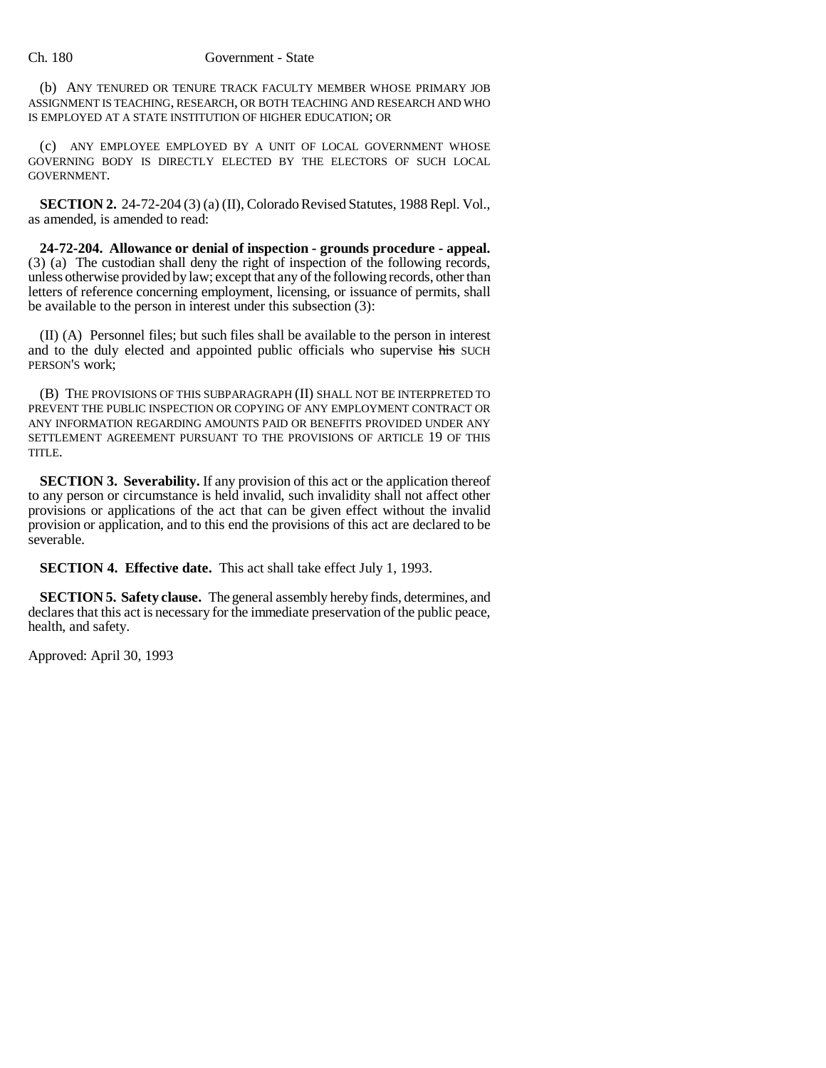(b) ANY TENURED OR TENURE TRACK FACULTY MEMBER WHOSE PRIMARY JOB ASSIGNMENT IS TEACHING, RESEARCH, OR BOTH TEACHING AND RESEARCH AND WHO IS EMPLOYED AT A STATE INSTITUTION OF HIGHER EDUCATION; OR

(c) ANY EMPLOYEE EMPLOYED BY A UNIT OF LOCAL GOVERNMENT WHOSE GOVERNING BODY IS DIRECTLY ELECTED BY THE ELECTORS OF SUCH LOCAL GOVERNMENT.

**SECTION 2.** 24-72-204 (3) (a) (II), Colorado Revised Statutes, 1988 Repl. Vol., as amended, is amended to read:

**24-72-204. Allowance or denial of inspection - grounds procedure - appeal.** (3) (a) The custodian shall deny the right of inspection of the following records, unless otherwise provided by law; except that any of the following records, other than letters of reference concerning employment, licensing, or issuance of permits, shall be available to the person in interest under this subsection (3):

(II) (A) Personnel files; but such files shall be available to the person in interest and to the duly elected and appointed public officials who supervise ~~his~~ SUCH PERSON'S work;

(B) THE PROVISIONS OF THIS SUBPARAGRAPH (II) SHALL NOT BE INTERPRETED TO PREVENT THE PUBLIC INSPECTION OR COPYING OF ANY EMPLOYMENT CONTRACT OR ANY INFORMATION REGARDING AMOUNTS PAID OR BENEFITS PROVIDED UNDER ANY SETTLEMENT AGREEMENT PURSUANT TO THE PROVISIONS OF ARTICLE 19 OF THIS TITLE.

**SECTION 3. Severability.** If any provision of this act or the application thereof to any person or circumstance is held invalid, such invalidity shall not affect other provisions or applications of the act that can be given effect without the invalid provision or application, and to this end the provisions of this act are declared to be severable.

**SECTION 4. Effective date.** This act shall take effect July 1, 1993.

**SECTION 5. Safety clause.** The general assembly hereby finds, determines, and declares that this act is necessary for the immediate preservation of the public peace, health, and safety.

Approved: April 30, 1993